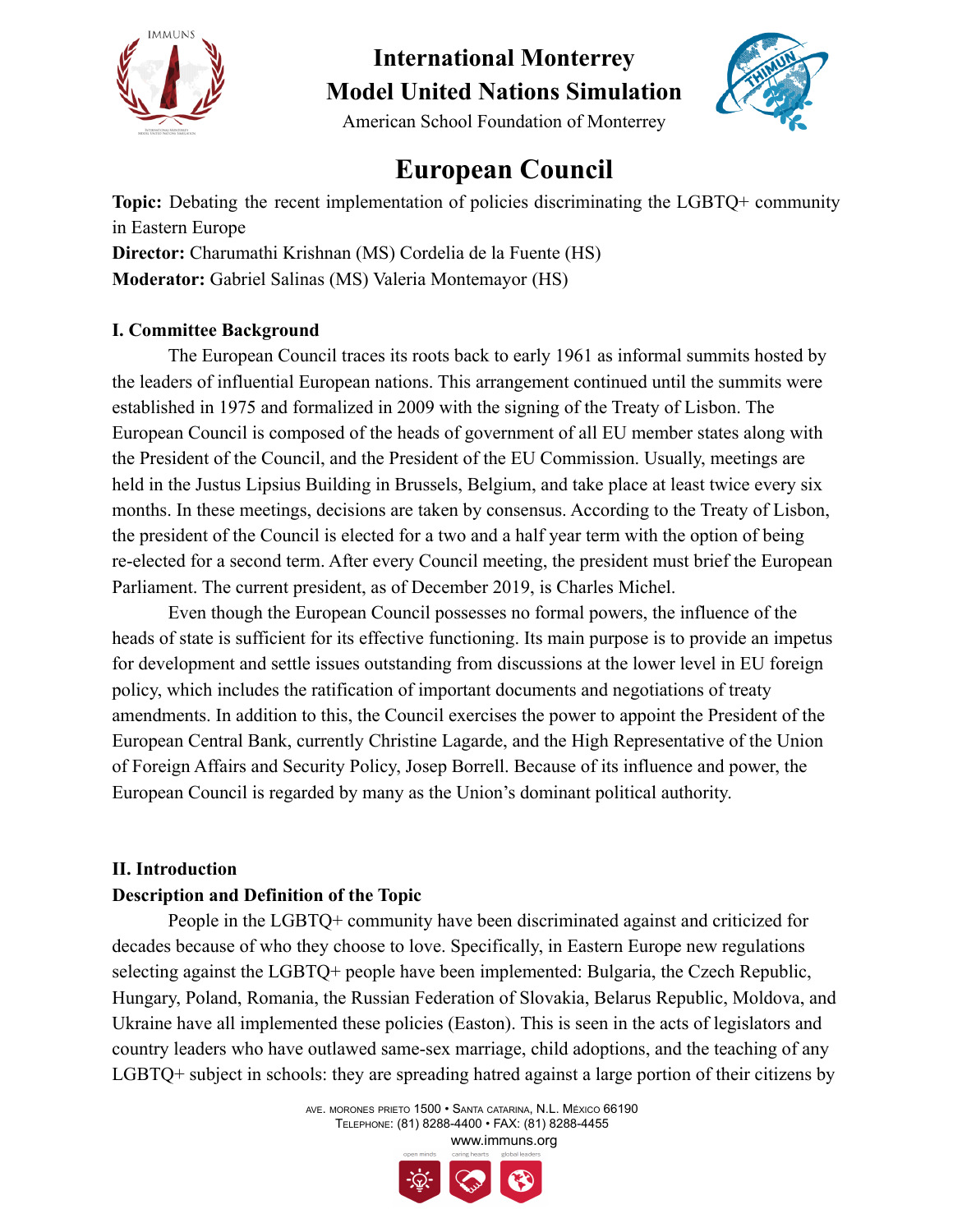# International Monterrey Model United Nations Simulation

American School Foundation of Monterrey

# European Council

**Topic:** Debating the recent implementation of policies discriminating the LGBTQ+ community in Eastern Europe

**Director:** Charumathi Krishnan (MS) Cordelia de la Fuente (HS)

**Moderator:** Gabriel Salinas (MS) Valeria Montemayor (HS)

## I. Committee Background

The European Council traces its roots back to early 1961 as informal summits hosted by the leaders of influential European nations. This arrangement continued until the summits were established in 1975 and formalized in 2009 with the signing of the Treaty of Lisbon. The European Council is composed of the heads of government of all EU member states along with the President of the Council, and the President of the EU Commission. Usually, meetings are held in the Justus Lipsius Building in Brussels, Belgium, and take place at least twice every six months. In these meetings, decisions are taken by consensus. According to the Treaty of Lisbon, the president of the Council is elected for a two and a half year term with the option of being re-elected for a second term. After every Council meeting, the president must brief the European Parliament. The current president, as of December 2019, is Charles Michel.

Even though the European Council possesses no formal powers, the influence of the heads of state is sufficient for its effective functioning. Its main purpose is to provide an impetus for development and settle issues outstanding from discussions at the lower level in EU foreign policy, which includes the ratification of important documents and negotiations of treaty amendments. In addition to this, the Council exercises the power to appoint the President of the European Central Bank, currently Christine Lagarde, and the High Representative of the Union of Foreign Affairs and Security Policy, Josep Borrell. Because of its influence and power, the European Council is regarded by many as the Union's dominant political authority.

## II. Introduction

### Description and Definition of the Topic

People in the LGBTQ+ community have been discriminated against and criticized for decades because of who they choose to love. Specifically, in Eastern Europe new regulations selecting against the LGBTQ+ people have been implemented: Bulgaria, the Czech Republic, Hungary, Poland, Romania, the Russian Federation of Slovakia, Belarus Republic, Moldova, and Ukraine have all implemented these policies (Easton). This is seen in the acts of legislators and country leaders who have outlawed same-sex marriage, child adoptions, and the teaching of any LGBTQ+ subject in schools: they are spreading hatred against a large portion of their citizens by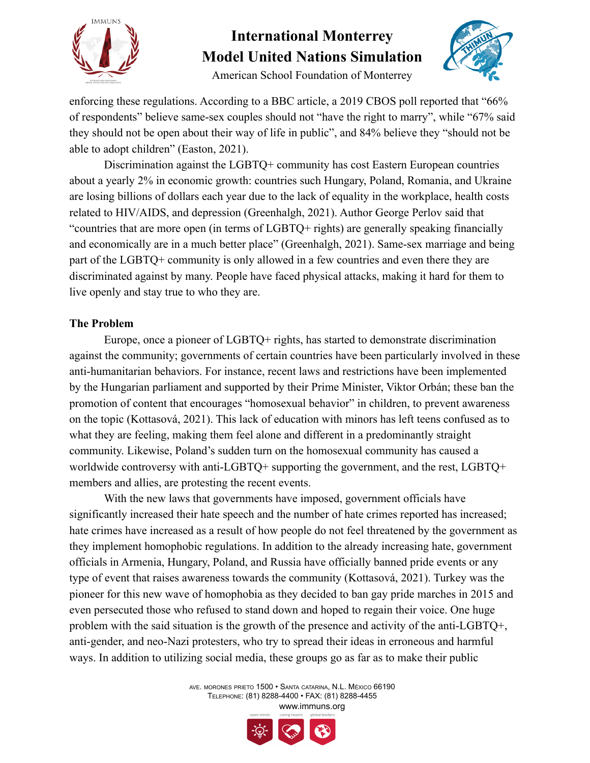enforcing these regulations. According to a BBC article, a 2019 CBOS poll reported that "66% of respondents" believe same-sex couples should not "have the right to marry", while "67% said they should not be open about their way of life in public", and 84% believe they "should not be able to adopt children" (Easton, 2021).

Discrimination against the LGBTQ+ community has cost Eastern European countries about a yearly 2% in economic growth: countries such Hungary, Poland, Romania, and Ukraine are losing billions of dollars each year due to the lack of equality in the workplace, health costs related to HIV/AIDS, and depression (Greenhalgh, 2021). Author George Perlov said that "countries that are more open (in terms of LGBTQ+ rights) are generally speaking financially and economically are in a much better place" (Greenhalgh, 2021). Same-sex marriage and being part of the LGBTQ+ community is only allowed in a few countries and even there they are discriminated against by many. People have faced physical attacks, making it hard for them to live openly and stay true to who they are.

**The Problem**

Europe, once a pioneer of LGBTQ+ rights, has started to demonstrate discrimination against the community; governments of certain countries have been particularly involved in these anti-humanitarian behaviors. For instance, recent laws and restrictions have been implemented by the Hungarian parliament and supported by their Prime Minister, Viktor Orbán; these ban the promotion of content that encourages "homosexual behavior" in children, to prevent awareness on the topic (Kottasová, 2021). This lack of education with minors has left teens confused as to what they are feeling, making them feel alone and different in a predominantly straight community. Likewise, Poland's sudden turn on the homosexual community has caused a worldwide controversy with anti-LGBTQ+ supporting the government, and the rest, LGBTQ+ members and allies, are protesting the recent events.

With the new laws that governments have imposed, government officials have significantly increased their hate speech and the number of hate crimes reported has increased; hate crimes have increased as a result of how people do not feel threatened by the government as they implement homophobic regulations. In addition to the already increasing hate, government officials in Armenia, Hungary, Poland, and Russia have officially banned pride events or any type of event that raises awareness towards the community (Kottasová, 2021). Turkey was the pioneer for this new wave of homophobia as they decided to ban gay pride marches in 2015 and even persecuted those who refused to stand down and hoped to regain their voice. One huge problem with the said situation is the growth of the presence and activity of the anti-LGBTQ+, anti-gender, and neo-Nazi protesters, who try to spread their ideas in erroneous and harmful ways. In addition to utilizing social media, these groups go as far as to make their public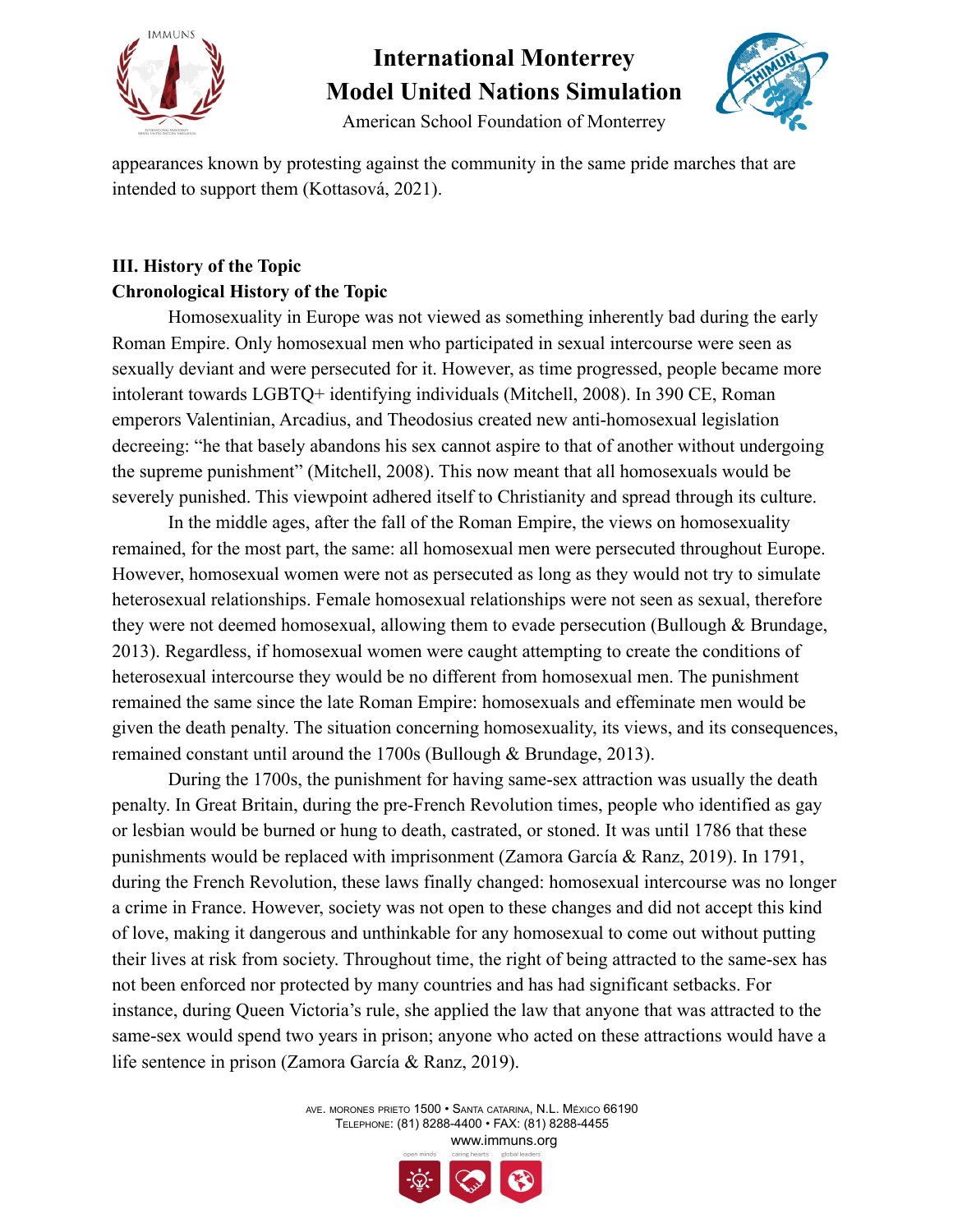appearances known by protesting against the community in the same pride marches that are intended to support them (Kottasová, 2021).

## III. History of the Topic

### Chronological History of the Topic

Homosexuality in Europe was not viewed as something inherently bad during the early Roman Empire. Only homosexual men who participated in sexual intercourse were seen as sexually deviant and were persecuted for it. However, as time progressed, people became more intolerant towards LGBTQ+ identifying individuals (Mitchell, 2008). In 390 CE, Roman emperors Valentinian, Arcadius, and Theodosius created new anti-homosexual legislation decreeing: "he that basely abandons his sex cannot aspire to that of another without undergoing the supreme punishment" (Mitchell, 2008). This now meant that all homosexuals would be severely punished. This viewpoint adhered itself to Christianity and spread through its culture.

In the middle ages, after the fall of the Roman Empire, the views on homosexuality remained, for the most part, the same: all homosexual men were persecuted throughout Europe. However, homosexual women were not as persecuted as long as they would not try to simulate heterosexual relationships. Female homosexual relationships were not seen as sexual, therefore they were not deemed homosexual, allowing them to evade persecution (Bullough & Brundage, 2013). Regardless, if homosexual women were caught attempting to create the conditions of heterosexual intercourse they would be no different from homosexual men. The punishment remained the same since the late Roman Empire: homosexuals and effeminate men would be given the death penalty. The situation concerning homosexuality, its views, and its consequences, remained constant until around the 1700s (Bullough & Brundage, 2013).

During the 1700s, the punishment for having same-sex attraction was usually the death penalty. In Great Britain, during the pre-French Revolution times, people who identified as gay or lesbian would be burned or hung to death, castrated, or stoned. It was until 1786 that these punishments would be replaced with imprisonment (Zamora García & Ranz, 2019). In 1791, during the French Revolution, these laws finally changed: homosexual intercourse was no longer a crime in France. However, society was not open to these changes and did not accept this kind of love, making it dangerous and unthinkable for any homosexual to come out without putting their lives at risk from society. Throughout time, the right of being attracted to the same-sex has not been enforced nor protected by many countries and has had significant setbacks. For instance, during Queen Victoria's rule, she applied the law that anyone that was attracted to the same-sex would spend two years in prison; anyone who acted on these attractions would have a life sentence in prison (Zamora García & Ranz, 2019).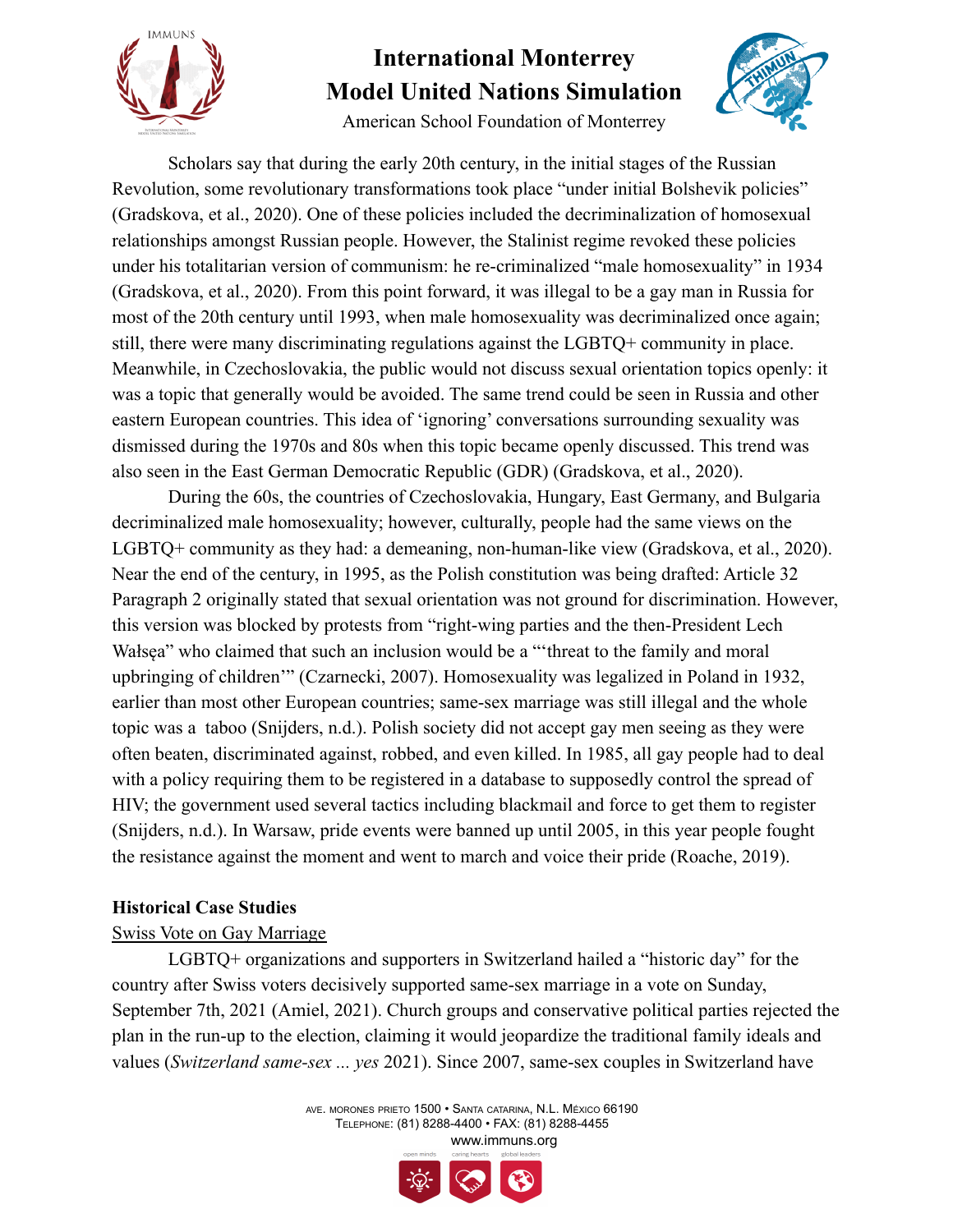Scholars say that during the early 20th century, in the initial stages of the Russian Revolution, some revolutionary transformations took place "under initial Bolshevik policies" (Gradskova, et al., 2020). One of these policies included the decriminalization of homosexual relationships amongst Russian people. However, the Stalinist regime revoked these policies under his totalitarian version of communism: he re-criminalized "male homosexuality" in 1934 (Gradskova, et al., 2020). From this point forward, it was illegal to be a gay man in Russia for most of the 20th century until 1993, when male homosexuality was decriminalized once again; still, there were many discriminating regulations against the LGBTQ+ community in place. Meanwhile, in Czechoslovakia, the public would not discuss sexual orientation topics openly: it was a topic that generally would be avoided. The same trend could be seen in Russia and other eastern European countries. This idea of 'ignoring' conversations surrounding sexuality was dismissed during the 1970s and 80s when this topic became openly discussed. This trend was also seen in the East German Democratic Republic (GDR) (Gradskova, et al., 2020).

During the 60s, the countries of Czechoslovakia, Hungary, East Germany, and Bulgaria decriminalized male homosexuality; however, culturally, people had the same views on the LGBTQ+ community as they had: a demeaning, non-human-like view (Gradskova, et al., 2020). Near the end of the century, in 1995, as the Polish constitution was being drafted: Article 32 Paragraph 2 originally stated that sexual orientation was not ground for discrimination. However, this version was blocked by protests from "right-wing parties and the then-President Lech Wałsęa" who claimed that such an inclusion would be a "'threat to the family and moral upbringing of children'" (Czarnecki, 2007). Homosexuality was legalized in Poland in 1932, earlier than most other European countries; same-sex marriage was still illegal and the whole topic was a taboo (Snijders, n.d.). Polish society did not accept gay men seeing as they were often beaten, discriminated against, robbed, and even killed. In 1985, all gay people had to deal with a policy requiring them to be registered in a database to supposedly control the spread of HIV; the government used several tactics including blackmail and force to get them to register (Snijders, n.d.). In Warsaw, pride events were banned up until 2005, in this year people fought the resistance against the moment and went to march and voice their pride (Roache, 2019).

**Historical Case Studies**

<u>Swiss Vote on Gay Marriage</u>

LGBTQ+ organizations and supporters in Switzerland hailed a "historic day" for the country after Swiss voters decisively supported same-sex marriage in a vote on Sunday, September 7th, 2021 (Amiel, 2021). Church groups and conservative political parties rejected the plan in the run-up to the election, claiming it would jeopardize the traditional family ideals and values (*Switzerland same-sex ... yes* 2021). Since 2007, same-sex couples in Switzerland have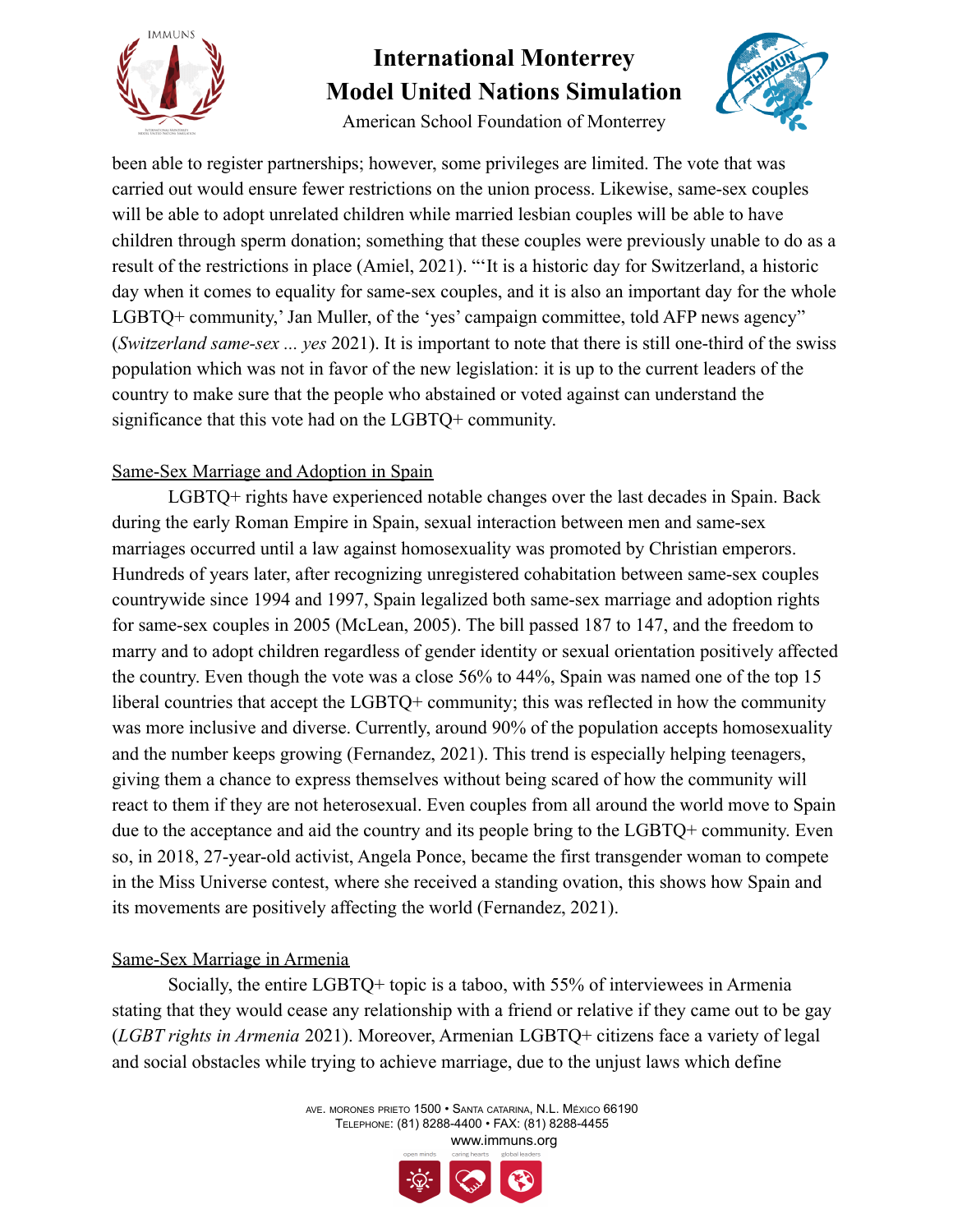been able to register partnerships; however, some privileges are limited. The vote that was carried out would ensure fewer restrictions on the union process. Likewise, same-sex couples will be able to adopt unrelated children while married lesbian couples will be able to have children through sperm donation; something that these couples were previously unable to do as a result of the restrictions in place (Amiel, 2021). "'It is a historic day for Switzerland, a historic day when it comes to equality for same-sex couples, and it is also an important day for the whole LGBTQ+ community,' Jan Muller, of the 'yes' campaign committee, told AFP news agency" (*Switzerland same-sex ... yes* 2021). It is important to note that there is still one-third of the swiss population which was not in favor of the new legislation: it is up to the current leaders of the country to make sure that the people who abstained or voted against can understand the significance that this vote had on the LGBTQ+ community.

<u>Same-Sex Marriage and Adoption in Spain</u>

LGBTQ+ rights have experienced notable changes over the last decades in Spain. Back during the early Roman Empire in Spain, sexual interaction between men and same-sex marriages occurred until a law against homosexuality was promoted by Christian emperors. Hundreds of years later, after recognizing unregistered cohabitation between same-sex couples countrywide since 1994 and 1997, Spain legalized both same-sex marriage and adoption rights for same-sex couples in 2005 (McLean, 2005). The bill passed 187 to 147, and the freedom to marry and to adopt children regardless of gender identity or sexual orientation positively affected the country. Even though the vote was a close 56% to 44%, Spain was named one of the top 15 liberal countries that accept the LGBTQ+ community; this was reflected in how the community was more inclusive and diverse. Currently, around 90% of the population accepts homosexuality and the number keeps growing (Fernandez, 2021). This trend is especially helping teenagers, giving them a chance to express themselves without being scared of how the community will react to them if they are not heterosexual. Even couples from all around the world move to Spain due to the acceptance and aid the country and its people bring to the LGBTQ+ community. Even so, in 2018, 27-year-old activist, Angela Ponce, became the first transgender woman to compete in the Miss Universe contest, where she received a standing ovation, this shows how Spain and its movements are positively affecting the world (Fernandez, 2021).

<u>Same-Sex Marriage in Armenia</u>

Socially, the entire LGBTQ+ topic is a taboo, with 55% of interviewees in Armenia stating that they would cease any relationship with a friend or relative if they came out to be gay (*LGBT rights in Armenia* 2021). Moreover, Armenian LGBTQ+ citizens face a variety of legal and social obstacles while trying to achieve marriage, due to the unjust laws which define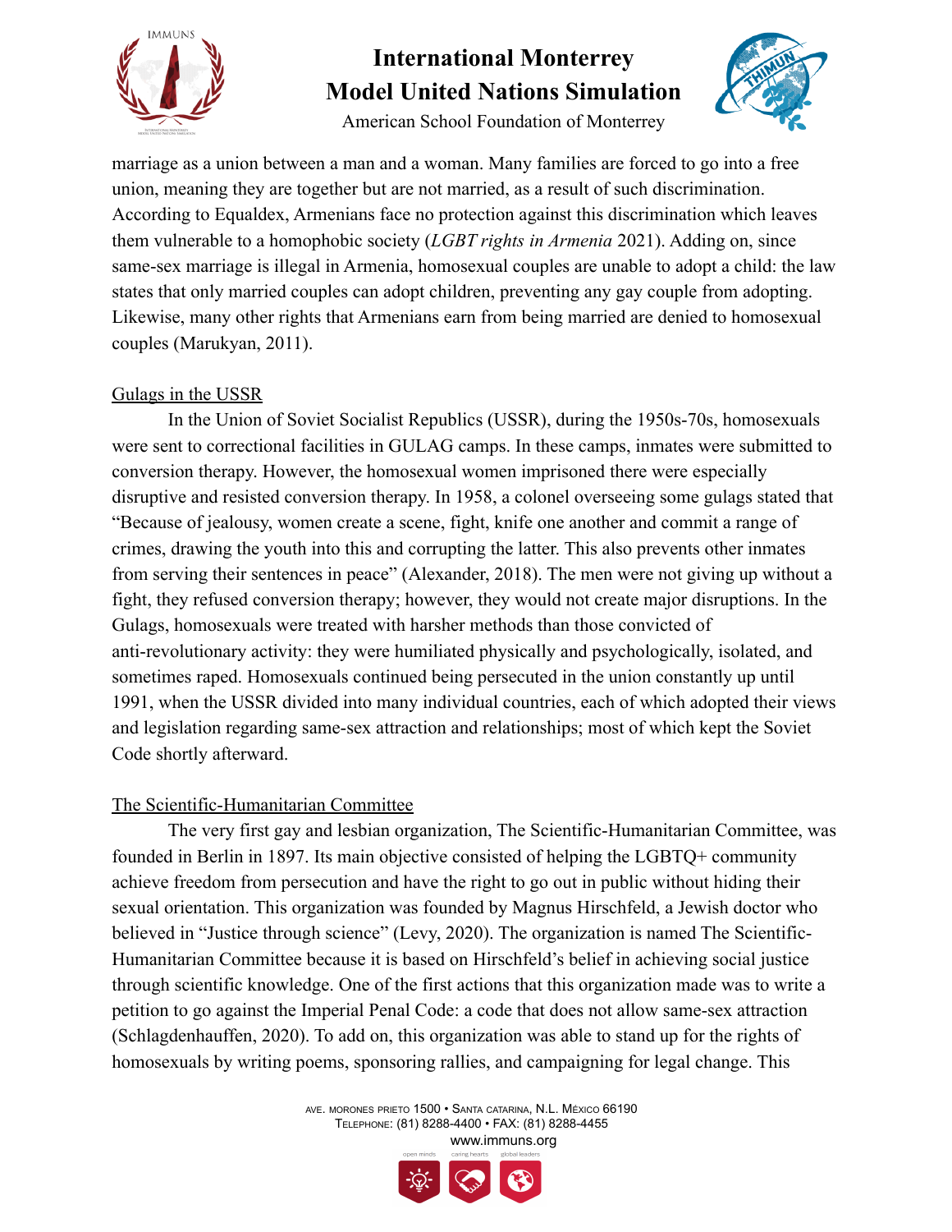marriage as a union between a man and a woman. Many families are forced to go into a free union, meaning they are together but are not married, as a result of such discrimination. According to Equaldex, Armenians face no protection against this discrimination which leaves them vulnerable to a homophobic society (*LGBT rights in Armenia* 2021). Adding on, since same-sex marriage is illegal in Armenia, homosexual couples are unable to adopt a child: the law states that only married couples can adopt children, preventing any gay couple from adopting. Likewise, many other rights that Armenians earn from being married are denied to homosexual couples (Marukyan, 2011).

<u>Gulags in the USSR</u>

In the Union of Soviet Socialist Republics (USSR), during the 1950s-70s, homosexuals were sent to correctional facilities in GULAG camps. In these camps, inmates were submitted to conversion therapy. However, the homosexual women imprisoned there were especially disruptive and resisted conversion therapy. In 1958, a colonel overseeing some gulags stated that "Because of jealousy, women create a scene, fight, knife one another and commit a range of crimes, drawing the youth into this and corrupting the latter. This also prevents other inmates from serving their sentences in peace" (Alexander, 2018). The men were not giving up without a fight, they refused conversion therapy; however, they would not create major disruptions. In the Gulags, homosexuals were treated with harsher methods than those convicted of anti-revolutionary activity: they were humiliated physically and psychologically, isolated, and sometimes raped. Homosexuals continued being persecuted in the union constantly up until 1991, when the USSR divided into many individual countries, each of which adopted their views and legislation regarding same-sex attraction and relationships; most of which kept the Soviet Code shortly afterward.

<u>The Scientific-Humanitarian Committee</u>

The very first gay and lesbian organization, The Scientific-Humanitarian Committee, was founded in Berlin in 1897. Its main objective consisted of helping the LGBTQ+ community achieve freedom from persecution and have the right to go out in public without hiding their sexual orientation. This organization was founded by Magnus Hirschfeld, a Jewish doctor who believed in "Justice through science" (Levy, 2020). The organization is named The Scientific-Humanitarian Committee because it is based on Hirschfeld's belief in achieving social justice through scientific knowledge. One of the first actions that this organization made was to write a petition to go against the Imperial Penal Code: a code that does not allow same-sex attraction (Schlagdenhauffen, 2020). To add on, this organization was able to stand up for the rights of homosexuals by writing poems, sponsoring rallies, and campaigning for legal change. This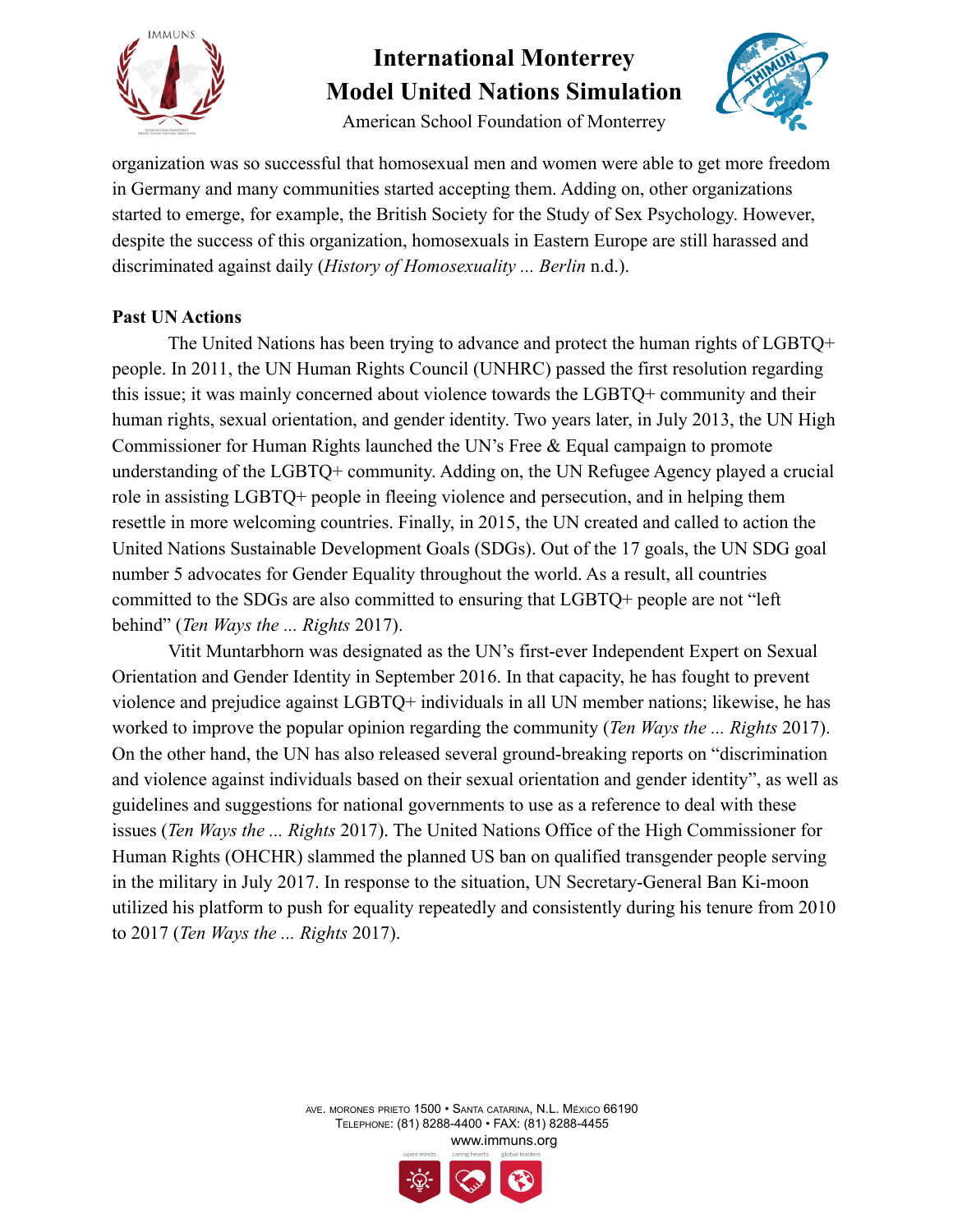organization was so successful that homosexual men and women were able to get more freedom in Germany and many communities started accepting them. Adding on, other organizations started to emerge, for example, the British Society for the Study of Sex Psychology. However, despite the success of this organization, homosexuals in Eastern Europe are still harassed and discriminated against daily (*History of Homosexuality ... Berlin* n.d.).

**Past UN Actions**

The United Nations has been trying to advance and protect the human rights of LGBTQ+ people. In 2011, the UN Human Rights Council (UNHRC) passed the first resolution regarding this issue; it was mainly concerned about violence towards the LGBTQ+ community and their human rights, sexual orientation, and gender identity. Two years later, in July 2013, the UN High Commissioner for Human Rights launched the UN's Free & Equal campaign to promote understanding of the LGBTQ+ community. Adding on, the UN Refugee Agency played a crucial role in assisting LGBTQ+ people in fleeing violence and persecution, and in helping them resettle in more welcoming countries. Finally, in 2015, the UN created and called to action the United Nations Sustainable Development Goals (SDGs). Out of the 17 goals, the UN SDG goal number 5 advocates for Gender Equality throughout the world. As a result, all countries committed to the SDGs are also committed to ensuring that LGBTQ+ people are not "left behind" (*Ten Ways the ... Rights* 2017).

Vitit Muntarbhorn was designated as the UN's first-ever Independent Expert on Sexual Orientation and Gender Identity in September 2016. In that capacity, he has fought to prevent violence and prejudice against LGBTQ+ individuals in all UN member nations; likewise, he has worked to improve the popular opinion regarding the community (*Ten Ways the ... Rights* 2017). On the other hand, the UN has also released several ground-breaking reports on "discrimination and violence against individuals based on their sexual orientation and gender identity", as well as guidelines and suggestions for national governments to use as a reference to deal with these issues (*Ten Ways the ... Rights* 2017). The United Nations Office of the High Commissioner for Human Rights (OHCHR) slammed the planned US ban on qualified transgender people serving in the military in July 2017. In response to the situation, UN Secretary-General Ban Ki-moon utilized his platform to push for equality repeatedly and consistently during his tenure from 2010 to 2017 (*Ten Ways the ... Rights* 2017).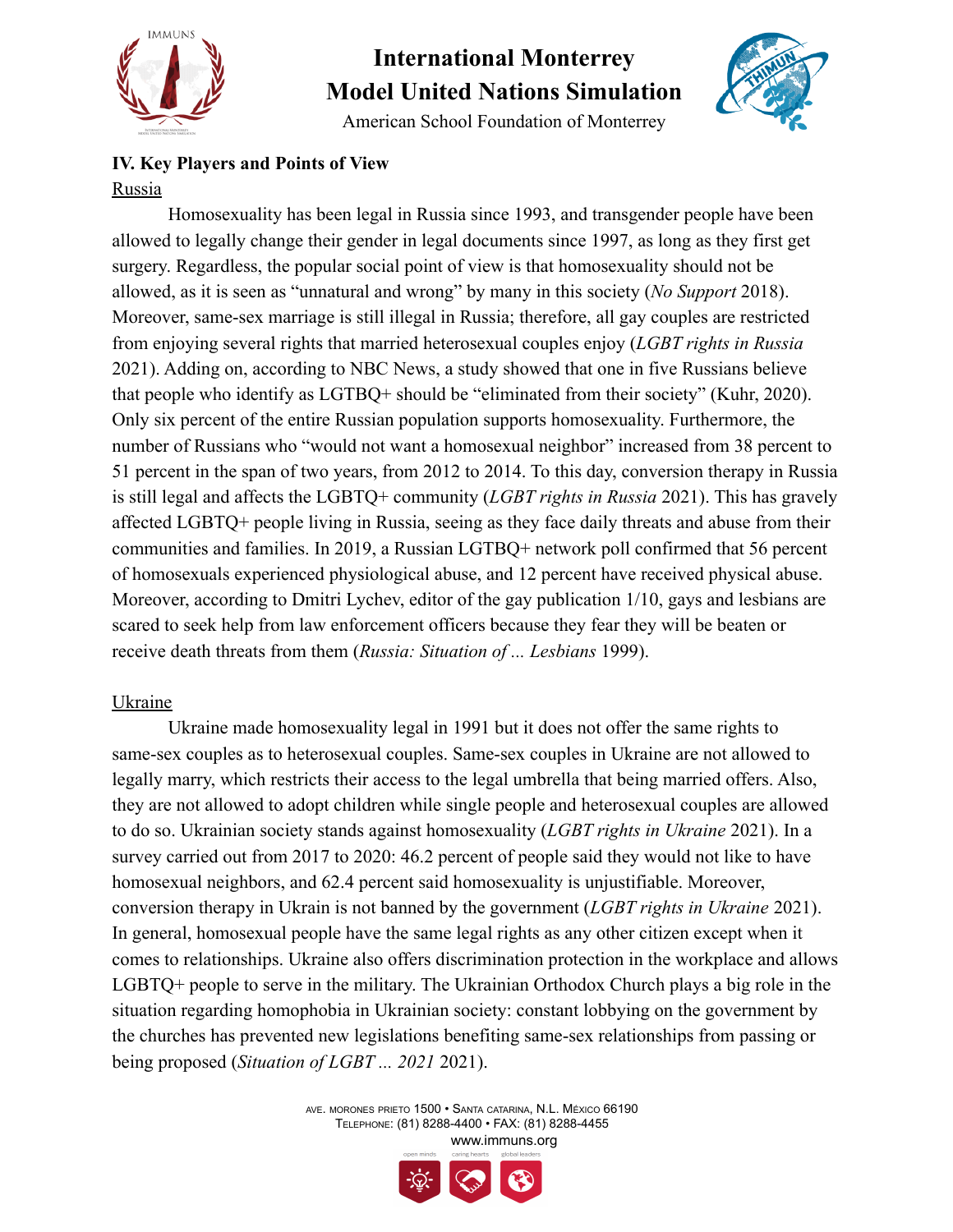## IV. Key Players and Points of View

Russia

Homosexuality has been legal in Russia since 1993, and transgender people have been allowed to legally change their gender in legal documents since 1997, as long as they first get surgery. Regardless, the popular social point of view is that homosexuality should not be allowed, as it is seen as "unnatural and wrong" by many in this society (*No Support* 2018). Moreover, same-sex marriage is still illegal in Russia; therefore, all gay couples are restricted from enjoying several rights that married heterosexual couples enjoy (*LGBT rights in Russia* 2021). Adding on, according to NBC News, a study showed that one in five Russians believe that people who identify as LGTBQ+ should be "eliminated from their society" (Kuhr, 2020). Only six percent of the entire Russian population supports homosexuality. Furthermore, the number of Russians who "would not want a homosexual neighbor" increased from 38 percent to 51 percent in the span of two years, from 2012 to 2014. To this day, conversion therapy in Russia is still legal and affects the LGBTQ+ community (*LGBT rights in Russia* 2021). This has gravely affected LGBTQ+ people living in Russia, seeing as they face daily threats and abuse from their communities and families. In 2019, a Russian LGTBQ+ network poll confirmed that 56 percent of homosexuals experienced physiological abuse, and 12 percent have received physical abuse. Moreover, according to Dmitri Lychev, editor of the gay publication 1/10, gays and lesbians are scared to seek help from law enforcement officers because they fear they will be beaten or receive death threats from them (*Russia: Situation of ... Lesbians* 1999).

Ukraine

Ukraine made homosexuality legal in 1991 but it does not offer the same rights to same-sex couples as to heterosexual couples. Same-sex couples in Ukraine are not allowed to legally marry, which restricts their access to the legal umbrella that being married offers. Also, they are not allowed to adopt children while single people and heterosexual couples are allowed to do so. Ukrainian society stands against homosexuality (*LGBT rights in Ukraine* 2021). In a survey carried out from 2017 to 2020: 46.2 percent of people said they would not like to have homosexual neighbors, and 62.4 percent said homosexuality is unjustifiable. Moreover, conversion therapy in Ukrain is not banned by the government (*LGBT rights in Ukraine* 2021). In general, homosexual people have the same legal rights as any other citizen except when it comes to relationships. Ukraine also offers discrimination protection in the workplace and allows LGBTQ+ people to serve in the military. The Ukrainian Orthodox Church plays a big role in the situation regarding homophobia in Ukrainian society: constant lobbying on the government by the churches has prevented new legislations benefiting same-sex relationships from passing or being proposed (*Situation of LGBT ... 2021* 2021).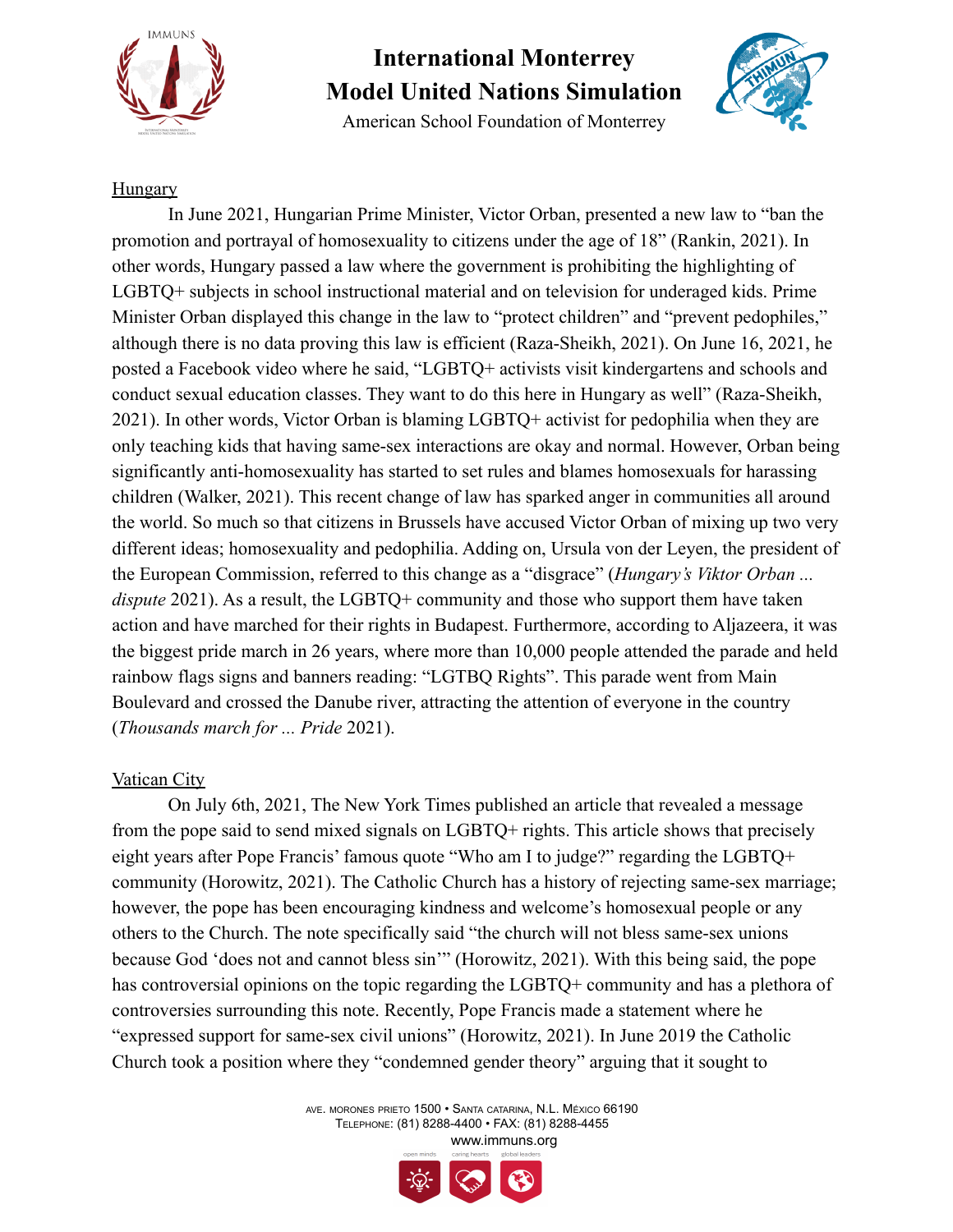## Hungary

In June 2021, Hungarian Prime Minister, Victor Orban, presented a new law to "ban the promotion and portrayal of homosexuality to citizens under the age of 18" (Rankin, 2021). In other words, Hungary passed a law where the government is prohibiting the highlighting of LGBTQ+ subjects in school instructional material and on television for underaged kids. Prime Minister Orban displayed this change in the law to "protect children" and "prevent pedophiles," although there is no data proving this law is efficient (Raza-Sheikh, 2021). On June 16, 2021, he posted a Facebook video where he said, "LGBTQ+ activists visit kindergartens and schools and conduct sexual education classes. They want to do this here in Hungary as well" (Raza-Sheikh, 2021). In other words, Victor Orban is blaming LGBTQ+ activist for pedophilia when they are only teaching kids that having same-sex interactions are okay and normal. However, Orban being significantly anti-homosexuality has started to set rules and blames homosexuals for harassing children (Walker, 2021). This recent change of law has sparked anger in communities all around the world. So much so that citizens in Brussels have accused Victor Orban of mixing up two very different ideas; homosexuality and pedophilia. Adding on, Ursula von der Leyen, the president of the European Commission, referred to this change as a "disgrace" (*Hungary's Viktor Orban ... dispute* 2021). As a result, the LGBTQ+ community and those who support them have taken action and have marched for their rights in Budapest. Furthermore, according to Aljazeera, it was the biggest pride march in 26 years, where more than 10,000 people attended the parade and held rainbow flags signs and banners reading: "LGTBQ Rights". This parade went from Main Boulevard and crossed the Danube river, attracting the attention of everyone in the country (*Thousands march for ... Pride* 2021).

## Vatican City

On July 6th, 2021, The New York Times published an article that revealed a message from the pope said to send mixed signals on LGBTQ+ rights. This article shows that precisely eight years after Pope Francis' famous quote "Who am I to judge?" regarding the LGBTQ+ community (Horowitz, 2021). The Catholic Church has a history of rejecting same-sex marriage; however, the pope has been encouraging kindness and welcome's homosexual people or any others to the Church. The note specifically said "the church will not bless same-sex unions because God 'does not and cannot bless sin'" (Horowitz, 2021). With this being said, the pope has controversial opinions on the topic regarding the LGBTQ+ community and has a plethora of controversies surrounding this note. Recently, Pope Francis made a statement where he "expressed support for same-sex civil unions" (Horowitz, 2021). In June 2019 the Catholic Church took a position where they "condemned gender theory" arguing that it sought to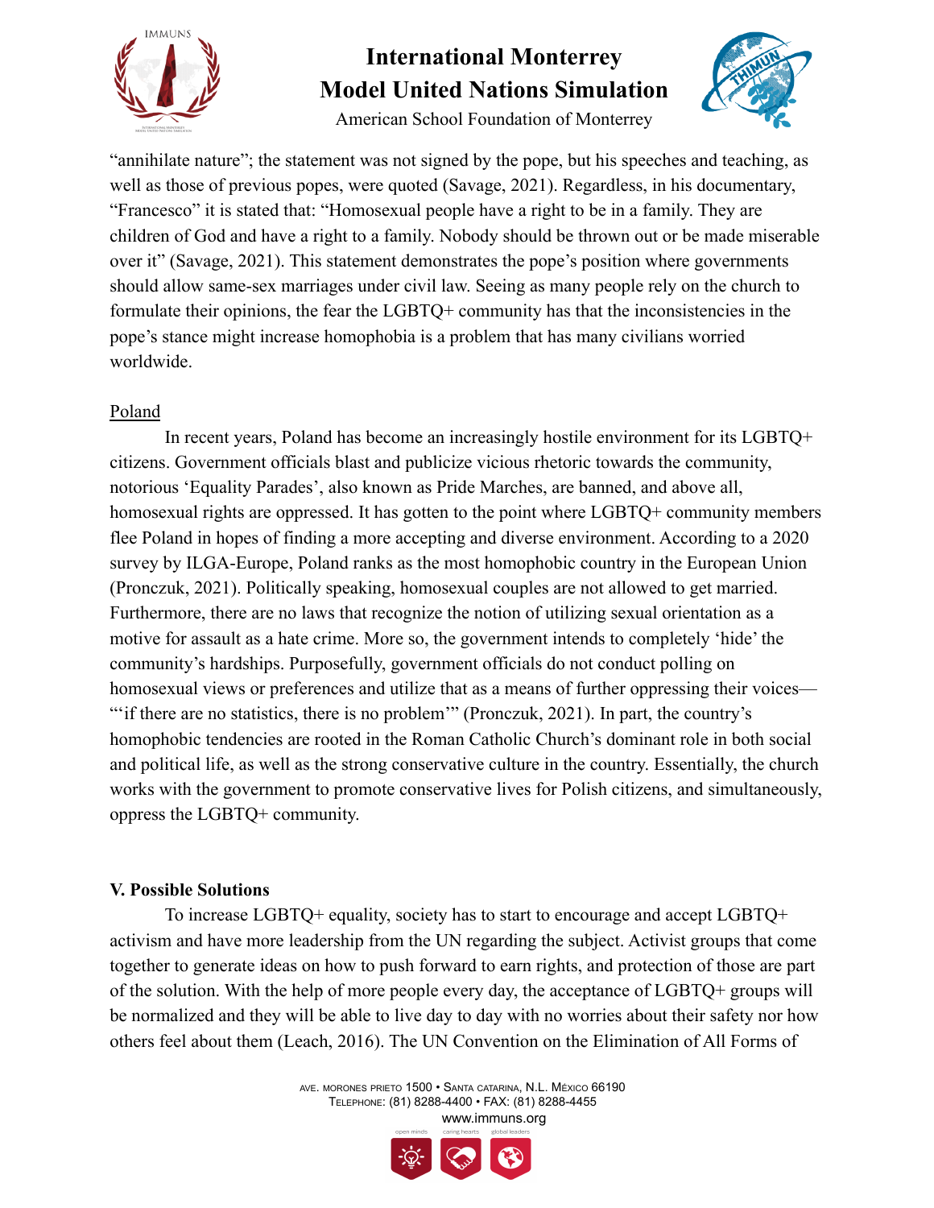"annihilate nature"; the statement was not signed by the pope, but his speeches and teaching, as well as those of previous popes, were quoted (Savage, 2021). Regardless, in his documentary, "Francesco" it is stated that: "Homosexual people have a right to be in a family. They are children of God and have a right to a family. Nobody should be thrown out or be made miserable over it" (Savage, 2021). This statement demonstrates the pope's position where governments should allow same-sex marriages under civil law. Seeing as many people rely on the church to formulate their opinions, the fear the LGBTQ+ community has that the inconsistencies in the pope's stance might increase homophobia is a problem that has many civilians worried worldwide.

<u>Poland</u>

In recent years, Poland has become an increasingly hostile environment for its LGBTQ+ citizens. Government officials blast and publicize vicious rhetoric towards the community, notorious 'Equality Parades', also known as Pride Marches, are banned, and above all, homosexual rights are oppressed. It has gotten to the point where LGBTQ+ community members flee Poland in hopes of finding a more accepting and diverse environment. According to a 2020 survey by ILGA-Europe, Poland ranks as the most homophobic country in the European Union (Pronczuk, 2021). Politically speaking, homosexual couples are not allowed to get married. Furthermore, there are no laws that recognize the notion of utilizing sexual orientation as a motive for assault as a hate crime. More so, the government intends to completely 'hide' the community's hardships. Purposefully, government officials do not conduct polling on homosexual views or preferences and utilize that as a means of further oppressing their voices— "'if there are no statistics, there is no problem'" (Pronczuk, 2021). In part, the country's homophobic tendencies are rooted in the Roman Catholic Church's dominant role in both social and political life, as well as the strong conservative culture in the country. Essentially, the church works with the government to promote conservative lives for Polish citizens, and simultaneously, oppress the LGBTQ+ community.

## V. Possible Solutions

To increase LGBTQ+ equality, society has to start to encourage and accept LGBTQ+ activism and have more leadership from the UN regarding the subject. Activist groups that come together to generate ideas on how to push forward to earn rights, and protection of those are part of the solution. With the help of more people every day, the acceptance of LGBTQ+ groups will be normalized and they will be able to live day to day with no worries about their safety nor how others feel about them (Leach, 2016). The UN Convention on the Elimination of All Forms of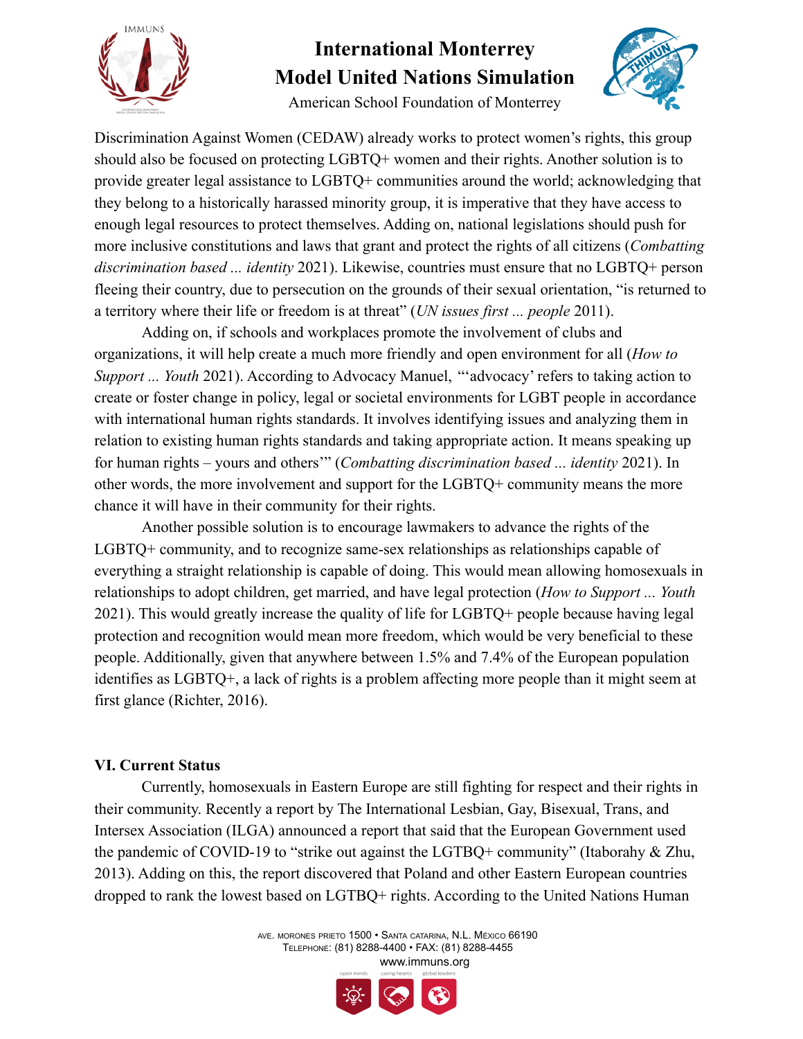Discrimination Against Women (CEDAW) already works to protect women's rights, this group should also be focused on protecting LGBTQ+ women and their rights. Another solution is to provide greater legal assistance to LGBTQ+ communities around the world; acknowledging that they belong to a historically harassed minority group, it is imperative that they have access to enough legal resources to protect themselves. Adding on, national legislations should push for more inclusive constitutions and laws that grant and protect the rights of all citizens (*Combatting discrimination based ... identity* 2021). Likewise, countries must ensure that no LGBTQ+ person fleeing their country, due to persecution on the grounds of their sexual orientation, "is returned to a territory where their life or freedom is at threat" (*UN issues first ... people* 2011).

Adding on, if schools and workplaces promote the involvement of clubs and organizations, it will help create a much more friendly and open environment for all (*How to Support ... Youth* 2021). According to Advocacy Manuel, "'advocacy' refers to taking action to create or foster change in policy, legal or societal environments for LGBT people in accordance with international human rights standards. It involves identifying issues and analyzing them in relation to existing human rights standards and taking appropriate action. It means speaking up for human rights – yours and others'" (*Combatting discrimination based ... identity* 2021). In other words, the more involvement and support for the LGBTQ+ community means the more chance it will have in their community for their rights.

Another possible solution is to encourage lawmakers to advance the rights of the LGBTQ+ community, and to recognize same-sex relationships as relationships capable of everything a straight relationship is capable of doing. This would mean allowing homosexuals in relationships to adopt children, get married, and have legal protection (*How to Support ... Youth* 2021). This would greatly increase the quality of life for LGBTQ+ people because having legal protection and recognition would mean more freedom, which would be very beneficial to these people. Additionally, given that anywhere between 1.5% and 7.4% of the European population identifies as LGBTQ+, a lack of rights is a problem affecting more people than it might seem at first glance (Richter, 2016).

## VI. Current Status

Currently, homosexuals in Eastern Europe are still fighting for respect and their rights in their community. Recently a report by The International Lesbian, Gay, Bisexual, Trans, and Intersex Association (ILGA) announced a report that said that the European Government used the pandemic of COVID-19 to "strike out against the LGTBQ+ community" (Itaborahy & Zhu, 2013). Adding on this, the report discovered that Poland and other Eastern European countries dropped to rank the lowest based on LGTBQ+ rights. According to the United Nations Human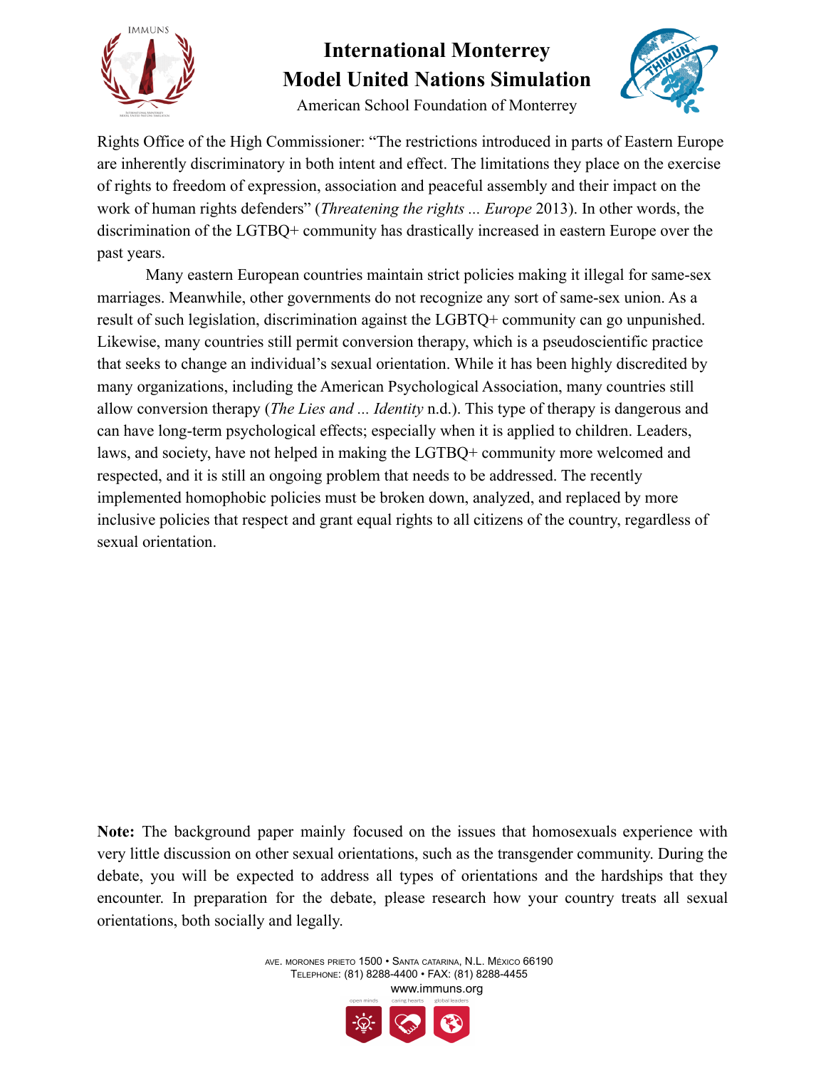Rights Office of the High Commissioner: "The restrictions introduced in parts of Eastern Europe are inherently discriminatory in both intent and effect. The limitations they place on the exercise of rights to freedom of expression, association and peaceful assembly and their impact on the work of human rights defenders" (*Threatening the rights ... Europe* 2013). In other words, the discrimination of the LGTBQ+ community has drastically increased in eastern Europe over the past years.

Many eastern European countries maintain strict policies making it illegal for same-sex marriages. Meanwhile, other governments do not recognize any sort of same-sex union. As a result of such legislation, discrimination against the LGBTQ+ community can go unpunished. Likewise, many countries still permit conversion therapy, which is a pseudoscientific practice that seeks to change an individual's sexual orientation. While it has been highly discredited by many organizations, including the American Psychological Association, many countries still allow conversion therapy (*The Lies and ... Identity* n.d.). This type of therapy is dangerous and can have long-term psychological effects; especially when it is applied to children. Leaders, laws, and society, have not helped in making the LGTBQ+ community more welcomed and respected, and it is still an ongoing problem that needs to be addressed. The recently implemented homophobic policies must be broken down, analyzed, and replaced by more inclusive policies that respect and grant equal rights to all citizens of the country, regardless of sexual orientation.

**Note:** The background paper mainly focused on the issues that homosexuals experience with very little discussion on other sexual orientations, such as the transgender community. During the debate, you will be expected to address all types of orientations and the hardships that they encounter. In preparation for the debate, please research how your country treats all sexual orientations, both socially and legally.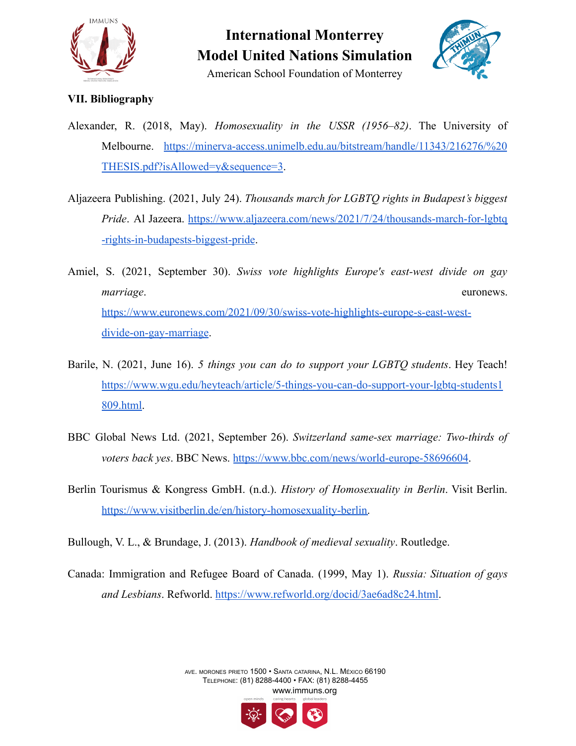### VII. Bibliography

Alexander, R. (2018, May). *Homosexuality in the USSR (1956–82)*. The University of Melbourne. https://minerva-access.unimelb.edu.au/bitstream/handle/11343/216276/%20THESIS.pdf?isAllowed=y&sequence=3.

Aljazeera Publishing. (2021, July 24). *Thousands march for LGBTQ rights in Budapest's biggest Pride*. Al Jazeera. https://www.aljazeera.com/news/2021/7/24/thousands-march-for-lgbtq-rights-in-budapests-biggest-pride.

Amiel, S. (2021, September 30). *Swiss vote highlights Europe's east-west divide on gay marriage*. euronews. https://www.euronews.com/2021/09/30/swiss-vote-highlights-europe-s-east-west-divide-on-gay-marriage.

Barile, N. (2021, June 16). *5 things you can do to support your LGBTQ students*. Hey Teach! https://www.wgu.edu/heyteach/article/5-things-you-can-do-support-your-lgbtq-students1809.html.

BBC Global News Ltd. (2021, September 26). *Switzerland same-sex marriage: Two-thirds of voters back yes*. BBC News. https://www.bbc.com/news/world-europe-58696604.

Berlin Tourismus & Kongress GmbH. (n.d.). *History of Homosexuality in Berlin*. Visit Berlin. https://www.visitberlin.de/en/history-homosexuality-berlin.

Bullough, V. L., & Brundage, J. (2013). *Handbook of medieval sexuality*. Routledge.

Canada: Immigration and Refugee Board of Canada. (1999, May 1). *Russia: Situation of gays and Lesbians*. Refworld. https://www.refworld.org/docid/3ae6ad8c24.html.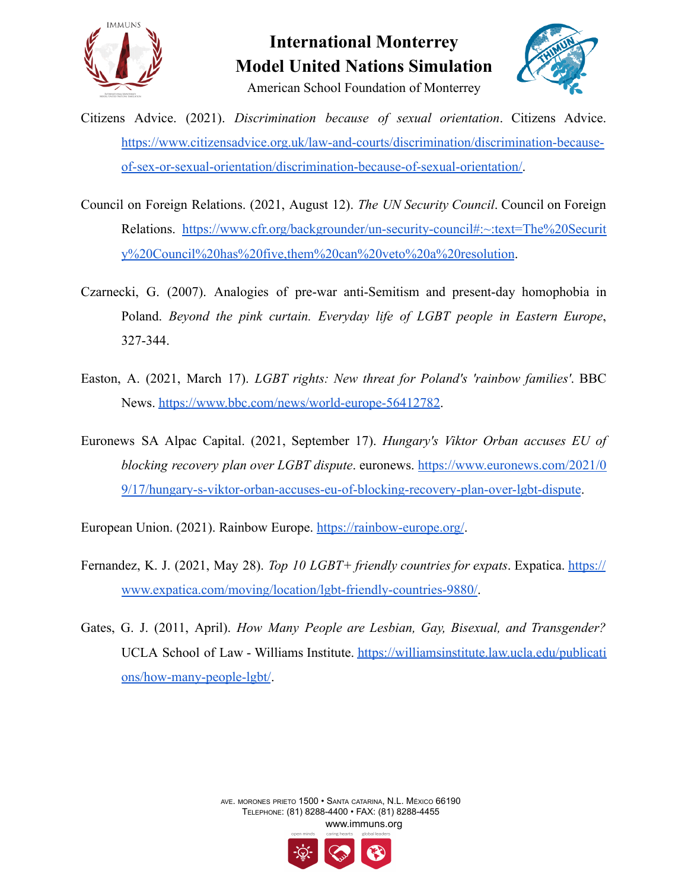Citizens Advice. (2021). *Discrimination because of sexual orientation*. Citizens Advice. https://www.citizensadvice.org.uk/law-and-courts/discrimination/discrimination-because-of-sex-or-sexual-orientation/discrimination-because-of-sexual-orientation/.

Council on Foreign Relations. (2021, August 12). *The UN Security Council*. Council on Foreign Relations. https://www.cfr.org/backgrounder/un-security-council#:~:text=The%20Security%20Council%20has%20five,them%20can%20veto%20a%20resolution.

Czarnecki, G. (2007). Analogies of pre-war anti-Semitism and present-day homophobia in Poland. *Beyond the pink curtain. Everyday life of LGBT people in Eastern Europe*, 327-344.

Easton, A. (2021, March 17). *LGBT rights: New threat for Poland's 'rainbow families'*. BBC News. https://www.bbc.com/news/world-europe-56412782.

Euronews SA Alpac Capital. (2021, September 17). *Hungary's Viktor Orban accuses EU of blocking recovery plan over LGBT dispute*. euronews. https://www.euronews.com/2021/09/17/hungary-s-viktor-orban-accuses-eu-of-blocking-recovery-plan-over-lgbt-dispute.

European Union. (2021). Rainbow Europe. https://rainbow-europe.org/.

Fernandez, K. J. (2021, May 28). *Top 10 LGBT+ friendly countries for expats*. Expatica. https://www.expatica.com/moving/location/lgbt-friendly-countries-9880/.

Gates, G. J. (2011, April). *How Many People are Lesbian, Gay, Bisexual, and Transgender?* UCLA School of Law - Williams Institute. https://williamsinstitute.law.ucla.edu/publications/how-many-people-lgbt/.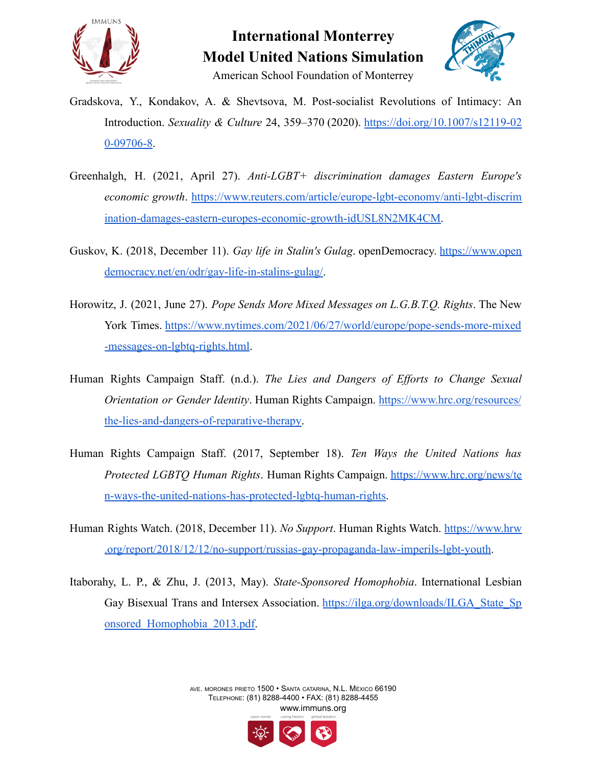Gradskova, Y., Kondakov, A. & Shevtsova, M. Post-socialist Revolutions of Intimacy: An Introduction. *Sexuality & Culture* 24, 359–370 (2020). https://doi.org/10.1007/s12119-020-09706-8.

Greenhalgh, H. (2021, April 27). *Anti-LGBT+ discrimination damages Eastern Europe's economic growth*. https://www.reuters.com/article/europe-lgbt-economy/anti-lgbt-discrimination-damages-eastern-europes-economic-growth-idUSL8N2MK4CM.

Guskov, K. (2018, December 11). *Gay life in Stalin's Gulag*. openDemocracy. https://www.opendemocracy.net/en/odr/gay-life-in-stalins-gulag/.

Horowitz, J. (2021, June 27). *Pope Sends More Mixed Messages on L.G.B.T.Q. Rights*. The New York Times. https://www.nytimes.com/2021/06/27/world/europe/pope-sends-more-mixed-messages-on-lgbtq-rights.html.

Human Rights Campaign Staff. (n.d.). *The Lies and Dangers of Efforts to Change Sexual Orientation or Gender Identity*. Human Rights Campaign. https://www.hrc.org/resources/the-lies-and-dangers-of-reparative-therapy.

Human Rights Campaign Staff. (2017, September 18). *Ten Ways the United Nations has Protected LGBTQ Human Rights*. Human Rights Campaign. https://www.hrc.org/news/ten-ways-the-united-nations-has-protected-lgbtq-human-rights.

Human Rights Watch. (2018, December 11). *No Support*. Human Rights Watch. https://www.hrw.org/report/2018/12/12/no-support/russias-gay-propaganda-law-imperils-lgbt-youth.

Itaborahy, L. P., & Zhu, J. (2013, May). *State-Sponsored Homophobia*. International Lesbian Gay Bisexual Trans and Intersex Association. https://ilga.org/downloads/ILGA_State_Sponsored_Homophobia_2013.pdf.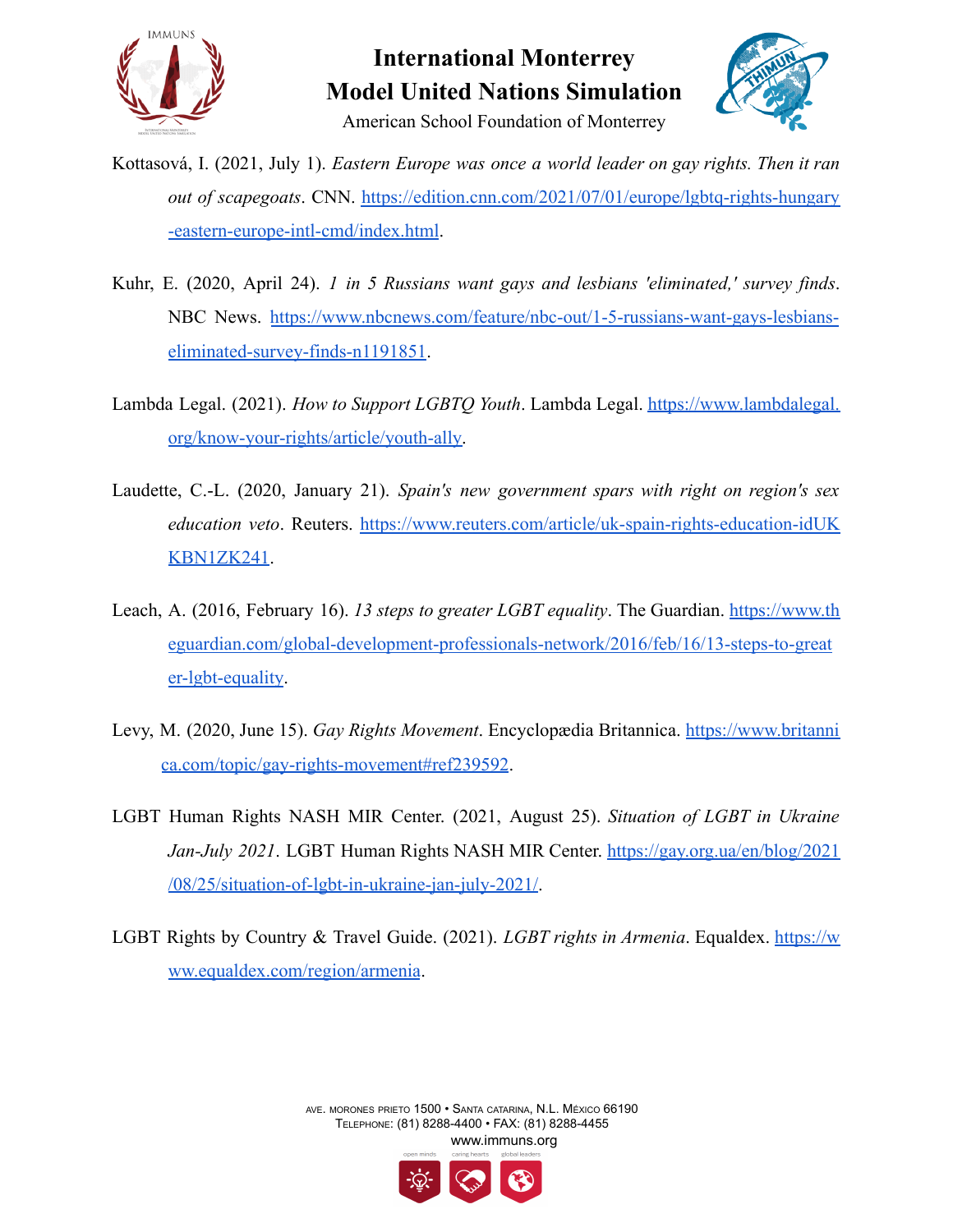Kottasová, I. (2021, July 1). *Eastern Europe was once a world leader on gay rights. Then it ran out of scapegoats*. CNN. https://edition.cnn.com/2021/07/01/europe/lgbtq-rights-hungary-eastern-europe-intl-cmd/index.html.

Kuhr, E. (2020, April 24). *1 in 5 Russians want gays and lesbians 'eliminated,' survey finds*. NBC News. https://www.nbcnews.com/feature/nbc-out/1-5-russians-want-gays-lesbians-eliminated-survey-finds-n1191851.

Lambda Legal. (2021). *How to Support LGBTQ Youth*. Lambda Legal. https://www.lambdalegal.org/know-your-rights/article/youth-ally.

Laudette, C.-L. (2020, January 21). *Spain's new government spars with right on region's sex education veto*. Reuters. https://www.reuters.com/article/uk-spain-rights-education-idUKKBN1ZK241.

Leach, A. (2016, February 16). *13 steps to greater LGBT equality*. The Guardian. https://www.theguardian.com/global-development-professionals-network/2016/feb/16/13-steps-to-greater-lgbt-equality.

Levy, M. (2020, June 15). *Gay Rights Movement*. Encyclopædia Britannica. https://www.britannica.com/topic/gay-rights-movement#ref239592.

LGBT Human Rights NASH MIR Center. (2021, August 25). *Situation of LGBT in Ukraine Jan-July 2021*. LGBT Human Rights NASH MIR Center. https://gay.org.ua/en/blog/2021/08/25/situation-of-lgbt-in-ukraine-jan-july-2021/.

LGBT Rights by Country & Travel Guide. (2021). *LGBT rights in Armenia*. Equaldex. https://www.equaldex.com/region/armenia.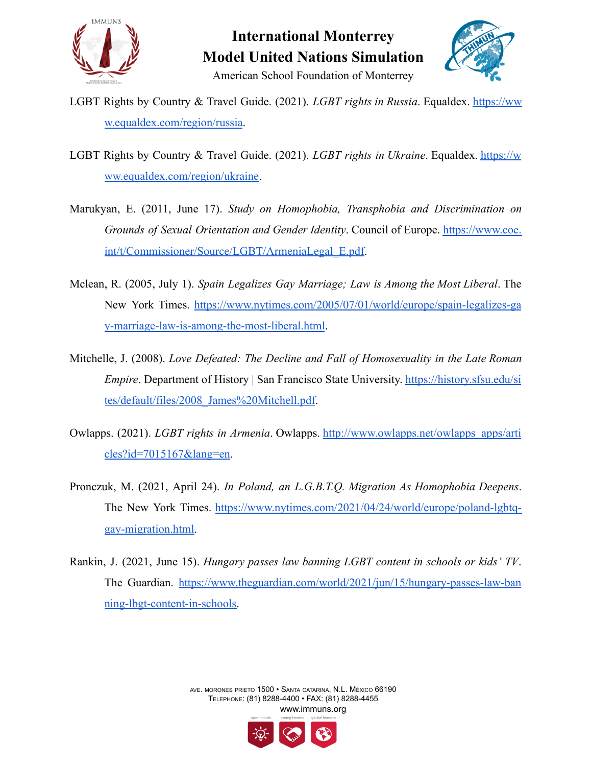LGBT Rights by Country & Travel Guide. (2021). *LGBT rights in Russia*. Equaldex. https://www.equaldex.com/region/russia.

LGBT Rights by Country & Travel Guide. (2021). *LGBT rights in Ukraine*. Equaldex. https://www.equaldex.com/region/ukraine.

Marukyan, E. (2011, June 17). *Study on Homophobia, Transphobia and Discrimination on Grounds of Sexual Orientation and Gender Identity*. Council of Europe. https://www.coe.int/t/Commissioner/Source/LGBT/ArmeniaLegal_E.pdf.

Mclean, R. (2005, July 1). *Spain Legalizes Gay Marriage; Law is Among the Most Liberal*. The New York Times. https://www.nytimes.com/2005/07/01/world/europe/spain-legalizes-gay-marriage-law-is-among-the-most-liberal.html.

Mitchelle, J. (2008). *Love Defeated: The Decline and Fall of Homosexuality in the Late Roman Empire*. Department of History | San Francisco State University. https://history.sfsu.edu/sites/default/files/2008_James%20Mitchell.pdf.

Owlapps. (2021). *LGBT rights in Armenia*. Owlapps. http://www.owlapps.net/owlapps_apps/articles?id=7015167&lang=en.

Pronczuk, M. (2021, April 24). *In Poland, an L.G.B.T.Q. Migration As Homophobia Deepens*. The New York Times. https://www.nytimes.com/2021/04/24/world/europe/poland-lgbtq-gay-migration.html.

Rankin, J. (2021, June 15). *Hungary passes law banning LGBT content in schools or kids' TV*. The Guardian. https://www.theguardian.com/world/2021/jun/15/hungary-passes-law-banning-lbgt-content-in-schools.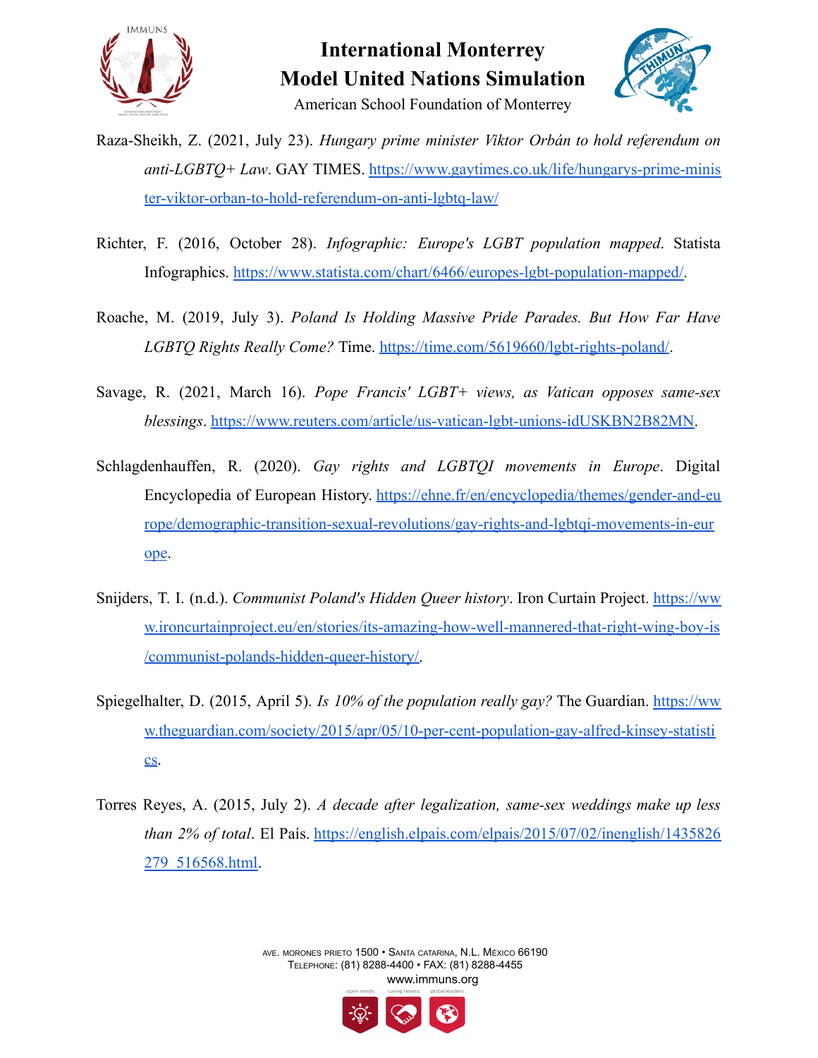Raza-Sheikh, Z. (2021, July 23). *Hungary prime minister Viktor Orbán to hold referendum on anti-LGBTQ+ Law*. GAY TIMES. https://www.gaytimes.co.uk/life/hungarys-prime-minister-viktor-orban-to-hold-referendum-on-anti-lgbtq-law/

Richter, F. (2016, October 28). *Infographic: Europe's LGBT population mapped*. Statista Infographics. https://www.statista.com/chart/6466/europes-lgbt-population-mapped/.

Roache, M. (2019, July 3). *Poland Is Holding Massive Pride Parades. But How Far Have LGBTQ Rights Really Come?* Time. https://time.com/5619660/lgbt-rights-poland/.

Savage, R. (2021, March 16). *Pope Francis' LGBT+ views, as Vatican opposes same-sex blessings*. https://www.reuters.com/article/us-vatican-lgbt-unions-idUSKBN2B82MN.

Schlagdenhauffen, R. (2020). *Gay rights and LGBTQI movements in Europe*. Digital Encyclopedia of European History. https://ehne.fr/en/encyclopedia/themes/gender-and-europe/demographic-transition-sexual-revolutions/gay-rights-and-lgbtqi-movements-in-europe.

Snijders, T. I. (n.d.). *Communist Poland's Hidden Queer history*. Iron Curtain Project. https://www.ironcurtainproject.eu/en/stories/its-amazing-how-well-mannered-that-right-wing-boy-is/communist-polands-hidden-queer-history/.

Spiegelhalter, D. (2015, April 5). *Is 10% of the population really gay?* The Guardian. https://www.theguardian.com/society/2015/apr/05/10-per-cent-population-gay-alfred-kinsey-statistics.

Torres Reyes, A. (2015, July 2). *A decade after legalization, same-sex weddings make up less than 2% of total*. El País. https://english.elpais.com/elpais/2015/07/02/inenglish/1435826279_516568.html.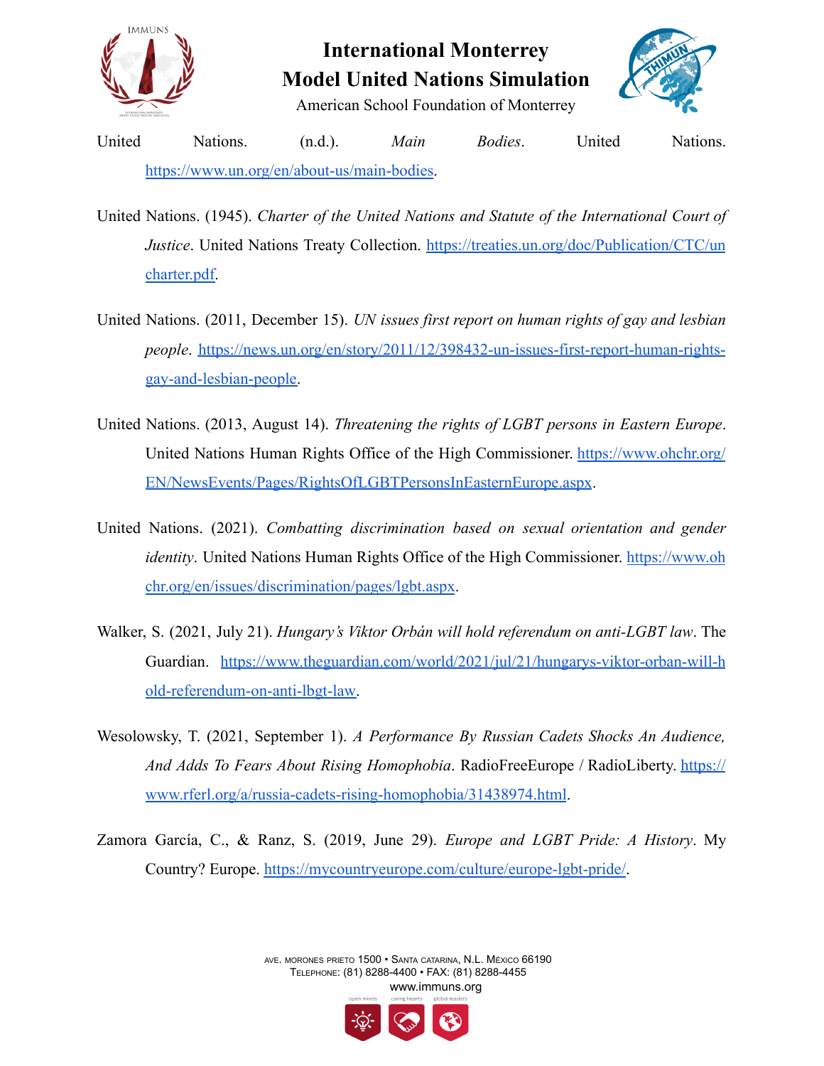United Nations. (n.d.). *Main Bodies*. United Nations. https://www.un.org/en/about-us/main-bodies.

United Nations. (1945). *Charter of the United Nations and Statute of the International Court of Justice*. United Nations Treaty Collection. https://treaties.un.org/doc/Publication/CTC/uncharter.pdf.

United Nations. (2011, December 15). *UN issues first report on human rights of gay and lesbian people*. https://news.un.org/en/story/2011/12/398432-un-issues-first-report-human-rights-gay-and-lesbian-people.

United Nations. (2013, August 14). *Threatening the rights of LGBT persons in Eastern Europe*. United Nations Human Rights Office of the High Commissioner. https://www.ohchr.org/EN/NewsEvents/Pages/RightsOfLGBTPersonsInEasternEurope.aspx.

United Nations. (2021). *Combatting discrimination based on sexual orientation and gender identity*. United Nations Human Rights Office of the High Commissioner. https://www.ohchr.org/en/issues/discrimination/pages/lgbt.aspx.

Walker, S. (2021, July 21). *Hungary's Viktor Orbán will hold referendum on anti-LGBT law*. The Guardian. https://www.theguardian.com/world/2021/jul/21/hungarys-viktor-orban-will-hold-referendum-on-anti-lbgt-law.

Wesolowsky, T. (2021, September 1). *A Performance By Russian Cadets Shocks An Audience, And Adds To Fears About Rising Homophobia*. RadioFreeEurope / RadioLiberty. https://www.rferl.org/a/russia-cadets-rising-homophobia/31438974.html.

Zamora García, C., & Ranz, S. (2019, June 29). *Europe and LGBT Pride: A History*. My Country? Europe. https://mycountryeurope.com/culture/europe-lgbt-pride/.